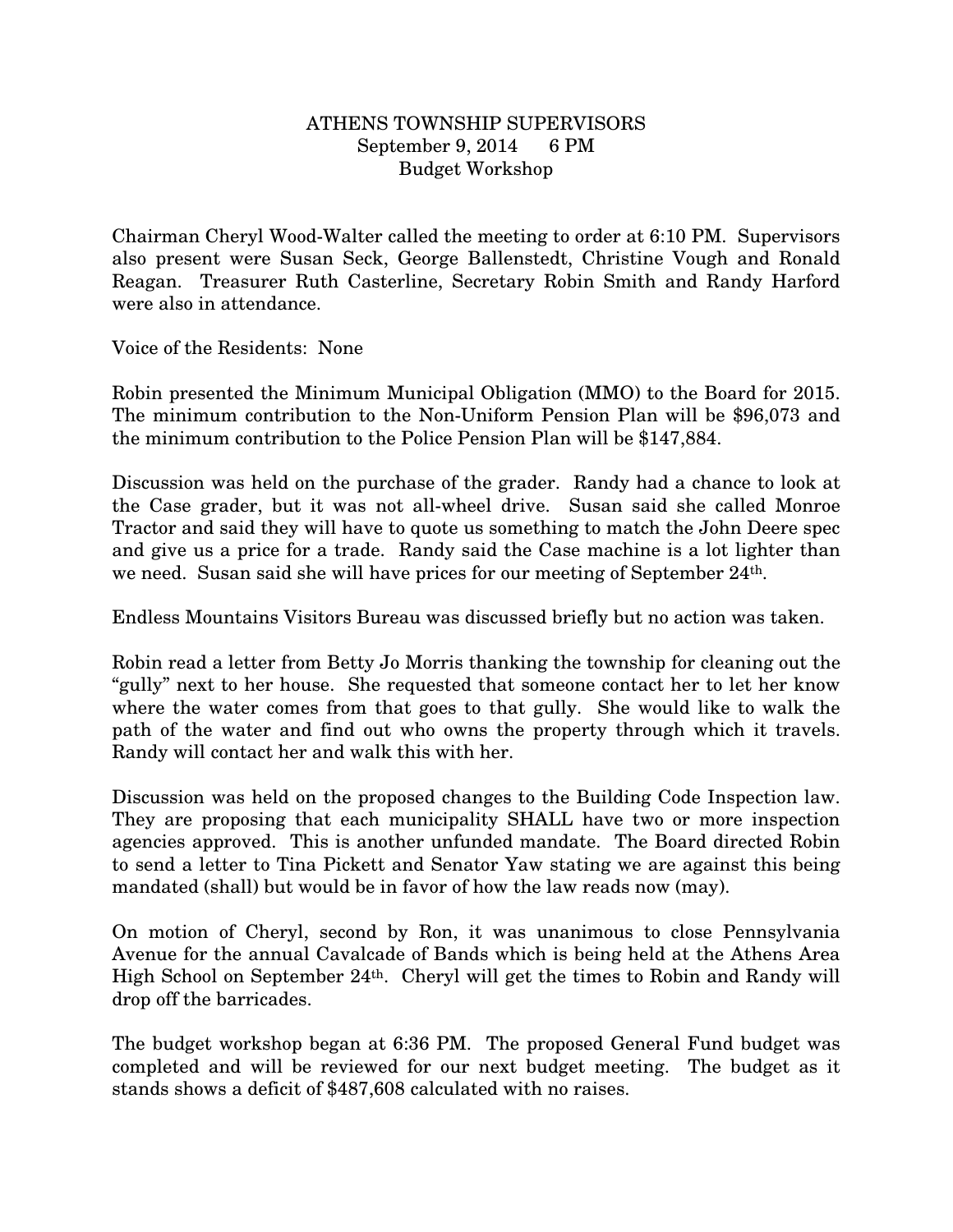# ATHENS TOWNSHIP SUPERVISORS
## September 9, 2014 6 PM
## Budget Workshop

Chairman Cheryl Wood-Walter called the meeting to order at 6:10 PM. Supervisors also present were Susan Seck, George Ballenstedt, Christine Vough and Ronald Reagan. Treasurer Ruth Casterline, Secretary Robin Smith and Randy Harford were also in attendance.

Voice of the Residents: None

Robin presented the Minimum Municipal Obligation (MMO) to the Board for 2015. The minimum contribution to the Non-Uniform Pension Plan will be $96,073 and the minimum contribution to the Police Pension Plan will be $147,884.

Discussion was held on the purchase of the grader. Randy had a chance to look at the Case grader, but it was not all-wheel drive. Susan said she called Monroe Tractor and said they will have to quote us something to match the John Deere spec and give us a price for a trade. Randy said the Case machine is a lot lighter than we need. Susan said she will have prices for our meeting of September 24th.

Endless Mountains Visitors Bureau was discussed briefly but no action was taken.

Robin read a letter from Betty Jo Morris thanking the township for cleaning out the "gully" next to her house. She requested that someone contact her to let her know where the water comes from that goes to that gully. She would like to walk the path of the water and find out who owns the property through which it travels. Randy will contact her and walk this with her.

Discussion was held on the proposed changes to the Building Code Inspection law. They are proposing that each municipality SHALL have two or more inspection agencies approved. This is another unfunded mandate. The Board directed Robin to send a letter to Tina Pickett and Senator Yaw stating we are against this being mandated (shall) but would be in favor of how the law reads now (may).

On motion of Cheryl, second by Ron, it was unanimous to close Pennsylvania Avenue for the annual Cavalcade of Bands which is being held at the Athens Area High School on September 24th. Cheryl will get the times to Robin and Randy will drop off the barricades.

The budget workshop began at 6:36 PM. The proposed General Fund budget was completed and will be reviewed for our next budget meeting. The budget as it stands shows a deficit of $487,608 calculated with no raises.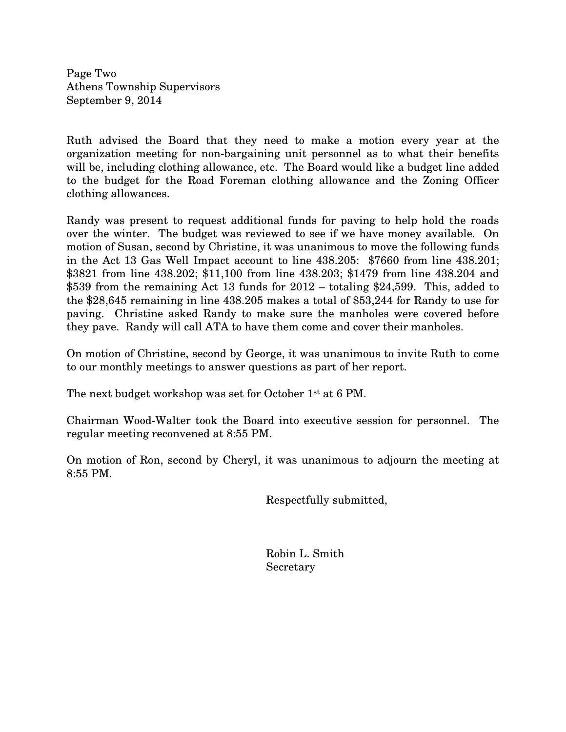Ruth advised the Board that they need to make a motion every year at the organization meeting for non-bargaining unit personnel as to what their benefits will be, including clothing allowance, etc. The Board would like a budget line added to the budget for the Road Foreman clothing allowance and the Zoning Officer clothing allowances.

Randy was present to request additional funds for paving to help hold the roads over the winter. The budget was reviewed to see if we have money available. On motion of Susan, second by Christine, it was unanimous to move the following funds in the Act 13 Gas Well Impact account to line 438.205: $7660 from line 438.201; $3821 from line 438.202; $11,100 from line 438.203; $1479 from line 438.204 and $539 from the remaining Act 13 funds for 2012 – totaling $24,599. This, added to the $28,645 remaining in line 438.205 makes a total of $53,244 for Randy to use for paving. Christine asked Randy to make sure the manholes were covered before they pave. Randy will call ATA to have them come and cover their manholes.

On motion of Christine, second by George, it was unanimous to invite Ruth to come to our monthly meetings to answer questions as part of her report.

The next budget workshop was set for October 1st at 6 PM.

Chairman Wood-Walter took the Board into executive session for personnel. The regular meeting reconvened at 8:55 PM.

On motion of Ron, second by Cheryl, it was unanimous to adjourn the meeting at 8:55 PM.

Respectfully submitted,

Robin L. Smith
Secretary